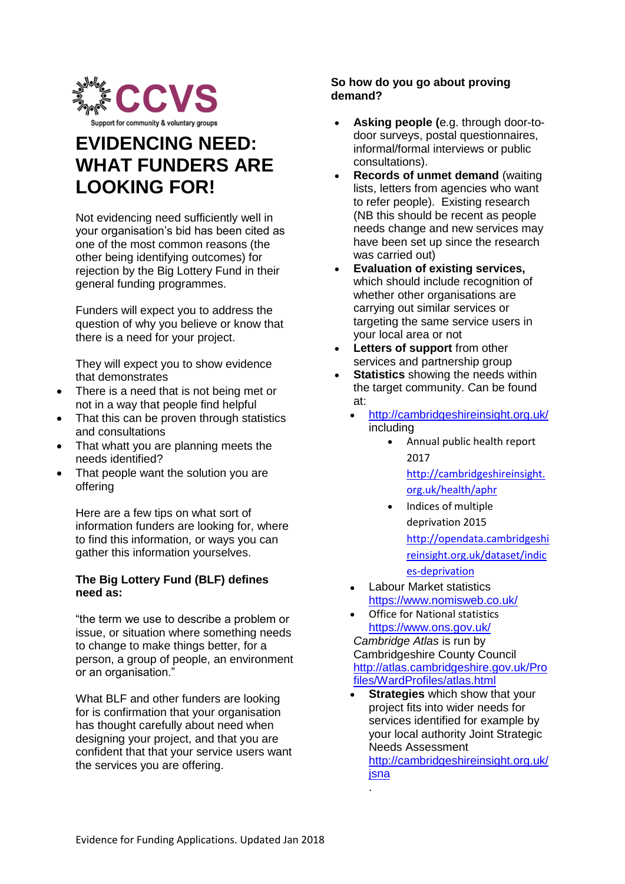**CCVS**

Support for community & voluntary groups

# EVIDENCING NEED: WHAT FUNDERS ARE LOOKING FOR!

Not evidencing need sufficiently well in your organisation's bid has been cited as one of the most common reasons (the other being identifying outcomes) for rejection by the Big Lottery Fund in their general funding programmes.

Funders will expect you to address the question of why you believe or know that there is a need for your project.

They will expect you to show evidence that demonstrates

- There is a need that is not being met or not in a way that people find helpful
- That this can be proven through statistics and consultations
- That whatt you are planning meets the needs identified?
- That people want the solution you are offering

Here are a few tips on what sort of information funders are looking for, where to find this information, or ways you can gather this information yourselves.

**The Big Lottery Fund (BLF) defines need as:**

"the term we use to describe a problem or issue, or situation where something needs to change to make things better, for a person, a group of people, an environment or an organisation."

What BLF and other funders are looking for is confirmation that your organisation has thought carefully about need when designing your project, and that you are confident that that your service users want the services you are offering.

**So how do you go about proving demand?**

- **Asking people (**e.g. through door-to-door surveys, postal questionnaires, informal/formal interviews or public consultations).
- **Records of unmet demand** (waiting lists, letters from agencies who want to refer people). Existing research (NB this should be recent as people needs change and new services may have been set up since the research was carried out)
- **Evaluation of existing services,** which should include recognition of whether other organisations are carrying out similar services or targeting the same service users in your local area or not
- **Letters of support** from other services and partnership group
- **Statistics** showing the needs within the target community. Can be found at:
  - http://cambridgeshireinsight.org.uk/ including
    - Annual public health report 2017 http://cambridgeshireinsight.org.uk/health/aphr
    - Indices of multiple deprivation 2015 http://opendata.cambridgeshireinsight.org.uk/dataset/indices-deprivation
  - Labour Market statistics https://www.nomisweb.co.uk/
  - Office for National statistics https://www.ons.gov.uk/

  *Cambridge Atlas* is run by Cambridgeshire County Council http://atlas.cambridgeshire.gov.uk/Profiles/WardProfiles/atlas.html
  - **Strategies** which show that your project fits into wider needs for services identified for example by your local authority Joint Strategic Needs Assessment http://cambridgeshireinsight.org.uk/jsna

Evidence for Funding Applications. Updated Jan 2018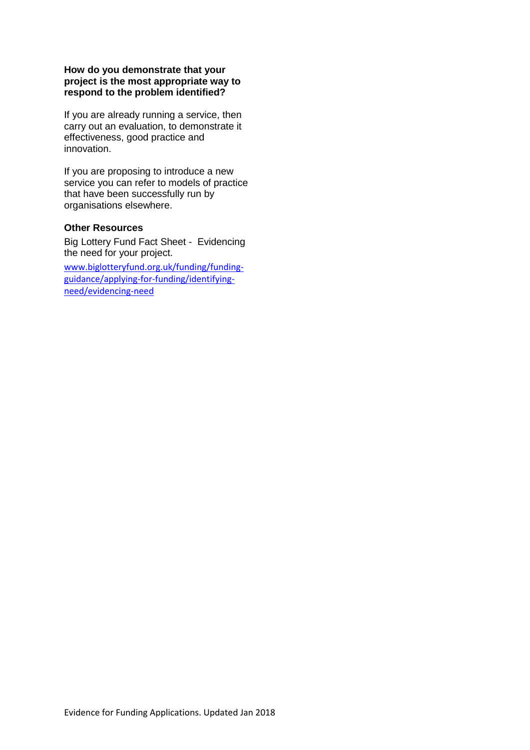**How do you demonstrate that your project is the most appropriate way to respond to the problem identified?**

If you are already running a service, then carry out an evaluation, to demonstrate it effectiveness, good practice and innovation.

If you are proposing to introduce a new service you can refer to models of practice that have been successfully run by organisations elsewhere.

**Other Resources**

Big Lottery Fund Fact Sheet - Evidencing the need for your project.

www.biglotteryfund.org.uk/funding/funding-guidance/applying-for-funding/identifying-need/evidencing-need